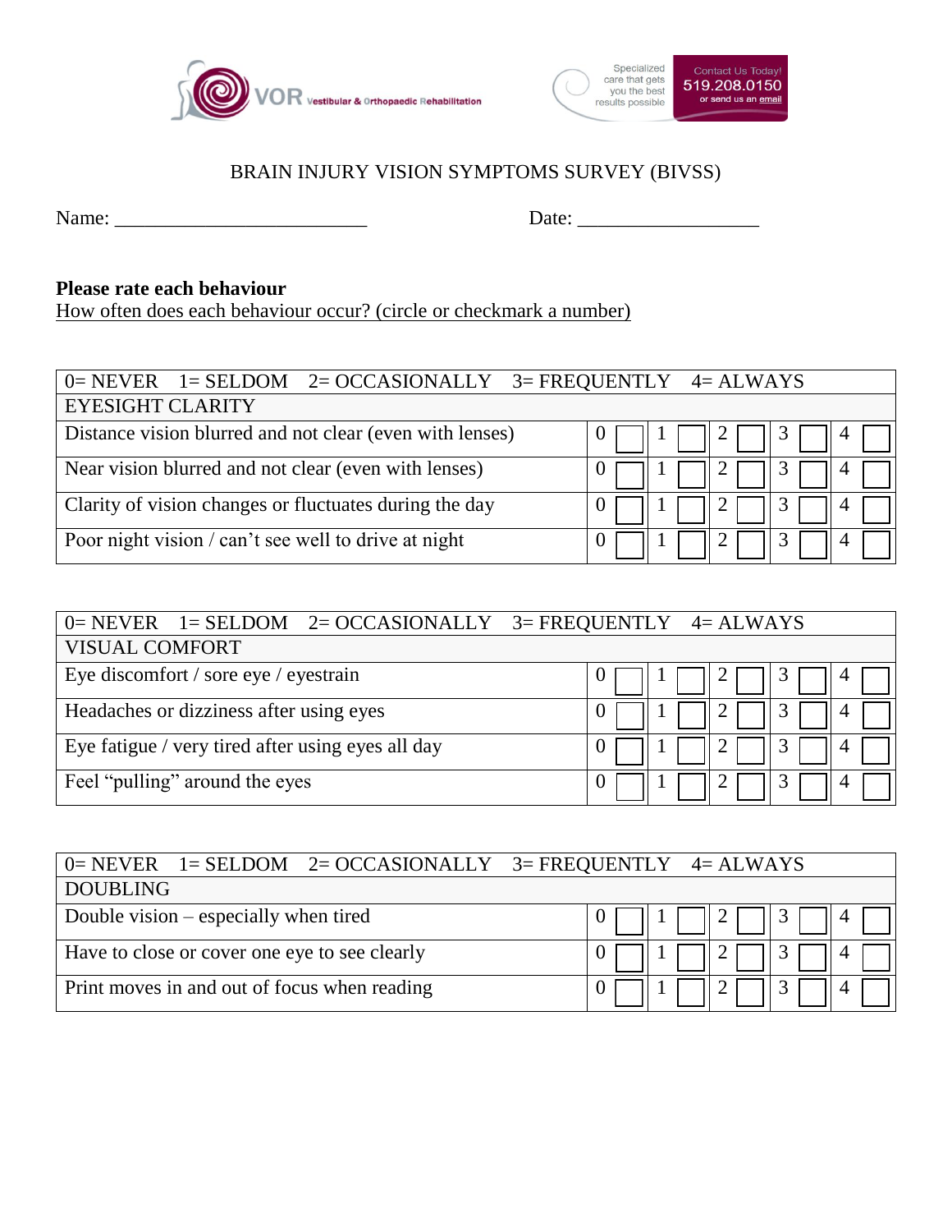VOR Vestibular & Orthopaedic Rehabilitation

Specialized care that gets you the best results possible

Contact Us Today!
519.208.0150
or send us an email

# BRAIN INJURY VISION SYMPTOMS SURVEY (BIVSS)

Name: _________________________ Date: __________________

**Please rate each behaviour**
How often does each behaviour occur? (circle or checkmark a number)

| 0= NEVER 1= SELDOM 2= OCCASIONALLY 3= FREQUENTLY 4= ALWAYS | | | | | |
|---|---|---|---|---|---|
| EYESIGHT CLARITY | | | | | |
| Distance vision blurred and not clear (even with lenses) | 0 ☐ | 1 ☐ | 2 ☐ | 3 ☐ | 4 ☐ |
| Near vision blurred and not clear (even with lenses) | 0 ☐ | 1 ☐ | 2 ☐ | 3 ☐ | 4 ☐ |
| Clarity of vision changes or fluctuates during the day | 0 ☐ | 1 ☐ | 2 ☐ | 3 ☐ | 4 ☐ |
| Poor night vision / can't see well to drive at night | 0 ☐ | 1 ☐ | 2 ☐ | 3 ☐ | 4 ☐ |

| 0= NEVER 1= SELDOM 2= OCCASIONALLY 3= FREQUENTLY 4= ALWAYS | | | | | |
|---|---|---|---|---|---|
| VISUAL COMFORT | | | | | |
| Eye discomfort / sore eye / eyestrain | 0 ☐ | 1 ☐ | 2 ☐ | 3 ☐ | 4 ☐ |
| Headaches or dizziness after using eyes | 0 ☐ | 1 ☐ | 2 ☐ | 3 ☐ | 4 ☐ |
| Eye fatigue / very tired after using eyes all day | 0 ☐ | 1 ☐ | 2 ☐ | 3 ☐ | 4 ☐ |
| Feel "pulling" around the eyes | 0 ☐ | 1 ☐ | 2 ☐ | 3 ☐ | 4 ☐ |

| 0= NEVER 1= SELDOM 2= OCCASIONALLY 3= FREQUENTLY 4= ALWAYS | | | | | |
|---|---|---|---|---|---|
| DOUBLING | | | | | |
| Double vision – especially when tired | 0 ☐ | 1 ☐ | 2 ☐ | 3 ☐ | 4 ☐ |
| Have to close or cover one eye to see clearly | 0 ☐ | 1 ☐ | 2 ☐ | 3 ☐ | 4 ☐ |
| Print moves in and out of focus when reading | 0 ☐ | 1 ☐ | 2 ☐ | 3 ☐ | 4 ☐ |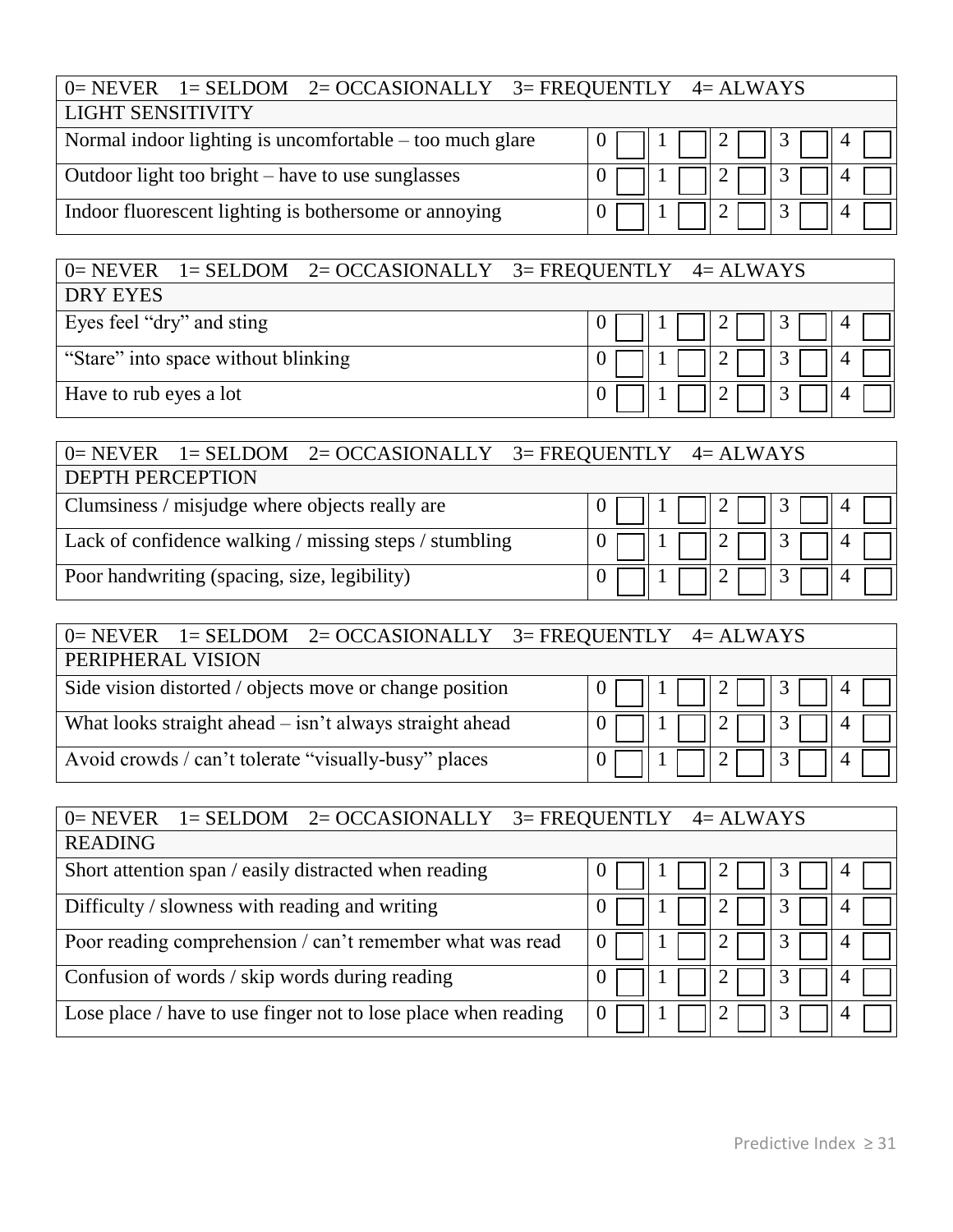| 0= NEVER 1= SELDOM 2= OCCASIONALLY 3= FREQUENTLY 4= ALWAYS | | | | | |
|---|---|---|---|---|---|
| LIGHT SENSITIVITY | | | | | |
| Normal indoor lighting is uncomfortable – too much glare | 0 ☐ | 1 ☐ | 2 ☐ | 3 ☐ | 4 ☐ |
| Outdoor light too bright – have to use sunglasses | 0 ☐ | 1 ☐ | 2 ☐ | 3 ☐ | 4 ☐ |
| Indoor fluorescent lighting is bothersome or annoying | 0 ☐ | 1 ☐ | 2 ☐ | 3 ☐ | 4 ☐ |

| 0= NEVER 1= SELDOM 2= OCCASIONALLY 3= FREQUENTLY 4= ALWAYS | | | | | |
|---|---|---|---|---|---|
| DRY EYES | | | | | |
| Eyes feel "dry" and sting | 0 ☐ | 1 ☐ | 2 ☐ | 3 ☐ | 4 ☐ |
| "Stare" into space without blinking | 0 ☐ | 1 ☐ | 2 ☐ | 3 ☐ | 4 ☐ |
| Have to rub eyes a lot | 0 ☐ | 1 ☐ | 2 ☐ | 3 ☐ | 4 ☐ |

| 0= NEVER 1= SELDOM 2= OCCASIONALLY 3= FREQUENTLY 4= ALWAYS | | | | | |
|---|---|---|---|---|---|
| DEPTH PERCEPTION | | | | | |
| Clumsiness / misjudge where objects really are | 0 ☐ | 1 ☐ | 2 ☐ | 3 ☐ | 4 ☐ |
| Lack of confidence walking / missing steps / stumbling | 0 ☐ | 1 ☐ | 2 ☐ | 3 ☐ | 4 ☐ |
| Poor handwriting (spacing, size, legibility) | 0 ☐ | 1 ☐ | 2 ☐ | 3 ☐ | 4 ☐ |

| 0= NEVER 1= SELDOM 2= OCCASIONALLY 3= FREQUENTLY 4= ALWAYS | | | | | |
|---|---|---|---|---|---|
| PERIPHERAL VISION | | | | | |
| Side vision distorted / objects move or change position | 0 ☐ | 1 ☐ | 2 ☐ | 3 ☐ | 4 ☐ |
| What looks straight ahead – isn't always straight ahead | 0 ☐ | 1 ☐ | 2 ☐ | 3 ☐ | 4 ☐ |
| Avoid crowds / can't tolerate "visually-busy" places | 0 ☐ | 1 ☐ | 2 ☐ | 3 ☐ | 4 ☐ |

| 0= NEVER 1= SELDOM 2= OCCASIONALLY 3= FREQUENTLY 4= ALWAYS | | | | | |
|---|---|---|---|---|---|
| READING | | | | | |
| Short attention span / easily distracted when reading | 0 ☐ | 1 ☐ | 2 ☐ | 3 ☐ | 4 ☐ |
| Difficulty / slowness with reading and writing | 0 ☐ | 1 ☐ | 2 ☐ | 3 ☐ | 4 ☐ |
| Poor reading comprehension / can't remember what was read | 0 ☐ | 1 ☐ | 2 ☐ | 3 ☐ | 4 ☐ |
| Confusion of words / skip words during reading | 0 ☐ | 1 ☐ | 2 ☐ | 3 ☐ | 4 ☐ |
| Lose place / have to use finger not to lose place when reading | 0 ☐ | 1 ☐ | 2 ☐ | 3 ☐ | 4 ☐ |

Predictive Index $\geq 31$